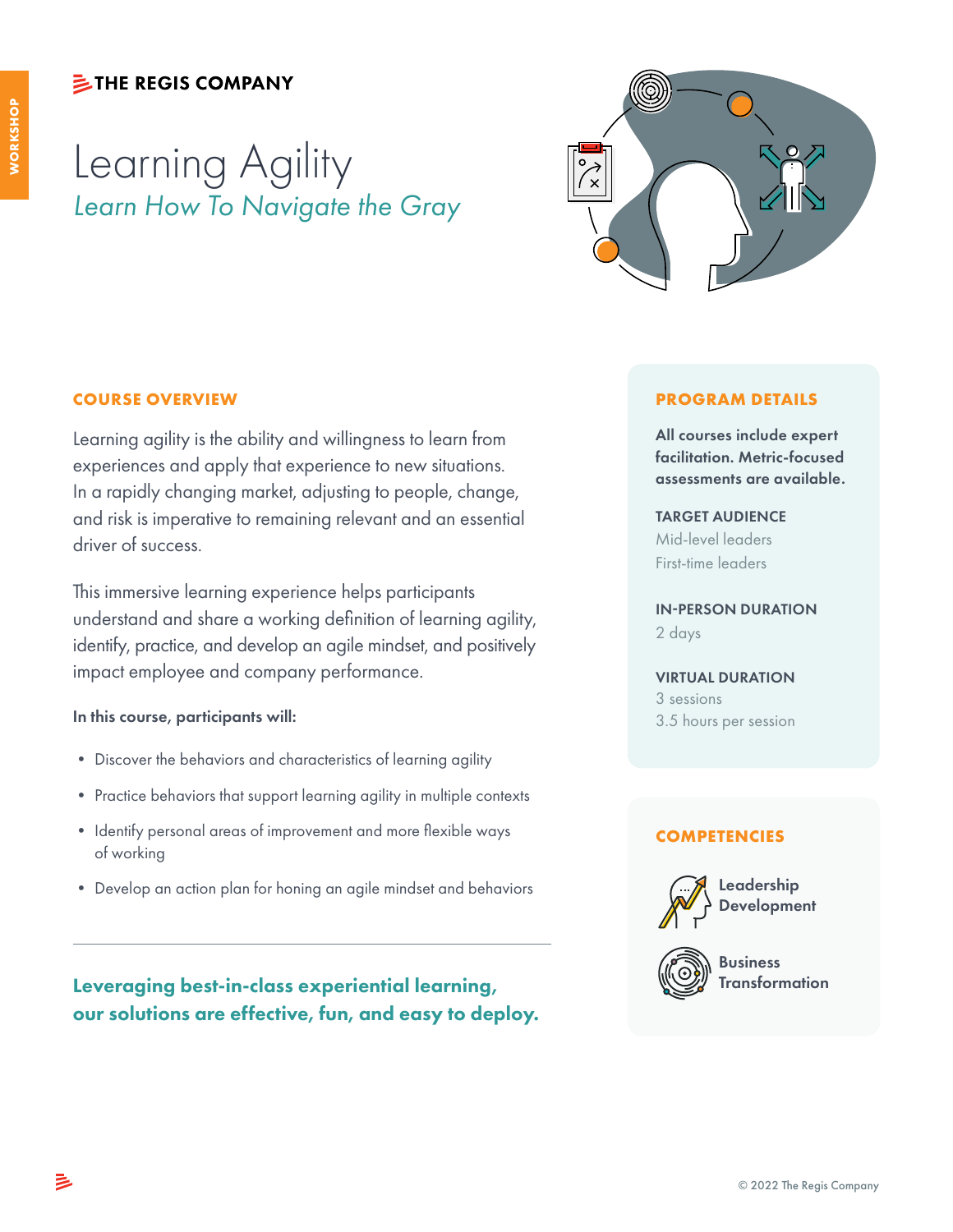WORKSHOP

THE REGIS COMPANY

# Learning Agility

*Learn How To Navigate the Gray*

## COURSE OVERVIEW

Learning agility is the ability and willingness to learn from experiences and apply that experience to new situations. In a rapidly changing market, adjusting to people, change, and risk is imperative to remaining relevant and an essential driver of success.

This immersive learning experience helps participants understand and share a working definition of learning agility, identify, practice, and develop an agile mindset, and positively impact employee and company performance.

**In this course, participants will:**

- Discover the behaviors and characteristics of learning agility
- Practice behaviors that support learning agility in multiple contexts
- Identify personal areas of improvement and more flexible ways of working
- Develop an action plan for honing an agile mindset and behaviors

---

**Leveraging best-in-class experiential learning, our solutions are effective, fun, and easy to deploy.**

## PROGRAM DETAILS

**All courses include expert facilitation. Metric-focused assessments are available.**

**TARGET AUDIENCE**

Mid-level leaders

First-time leaders

**IN-PERSON DURATION**

2 days

**VIRTUAL DURATION**

3 sessions

3.5 hours per session

## COMPETENCIES

Leadership Development

Business Transformation

© 2022 The Regis Company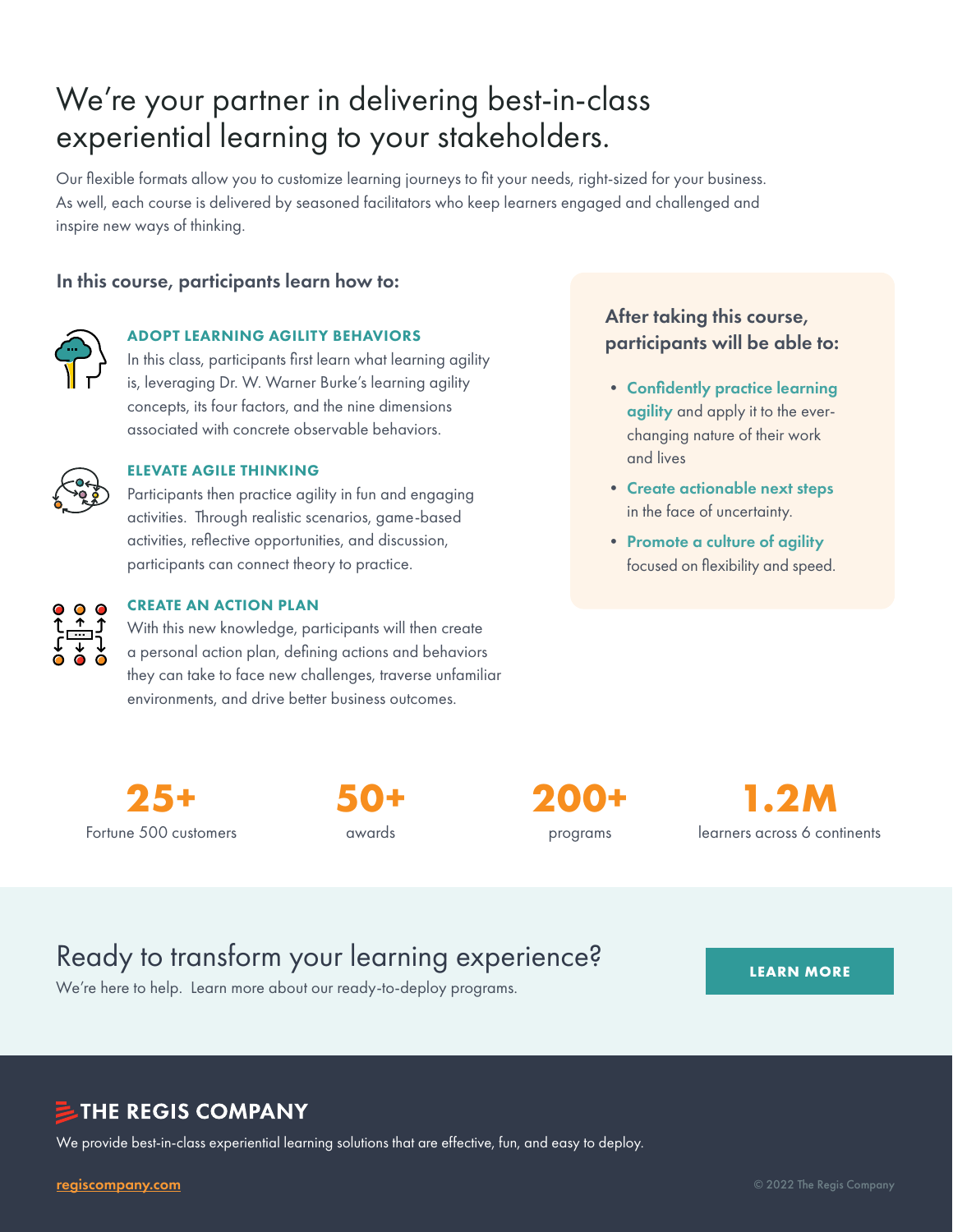# We're your partner in delivering best-in-class experiential learning to your stakeholders.

Our flexible formats allow you to customize learning journeys to fit your needs, right-sized for your business. As well, each course is delivered by seasoned facilitators who keep learners engaged and challenged and inspire new ways of thinking.

## In this course, participants learn how to:

### ADOPT LEARNING AGILITY BEHAVIORS

In this class, participants first learn what learning agility is, leveraging Dr. W. Warner Burke's learning agility concepts, its four factors, and the nine dimensions associated with concrete observable behaviors.

### ELEVATE AGILE THINKING

Participants then practice agility in fun and engaging activities. Through realistic scenarios, game-based activities, reflective opportunities, and discussion, participants can connect theory to practice.

### CREATE AN ACTION PLAN

With this new knowledge, participants will then create a personal action plan, defining actions and behaviors they can take to face new challenges, traverse unfamiliar environments, and drive better business outcomes.

## After taking this course, participants will be able to:

- **Confidently practice learning agility** and apply it to the ever-changing nature of their work and lives
- **Create actionable next steps** in the face of uncertainty.
- **Promote a culture of agility** focused on flexibility and speed.

**25+**
Fortune 500 customers

**50+**
awards

**200+**
programs

**1.2M**
learners across 6 continents

## Ready to transform your learning experience?

We're here to help. Learn more about our ready-to-deploy programs.

LEARN MORE

**THE REGIS COMPANY**

We provide best-in-class experiential learning solutions that are effective, fun, and easy to deploy.

regiscompany.com

© 2022 The Regis Company